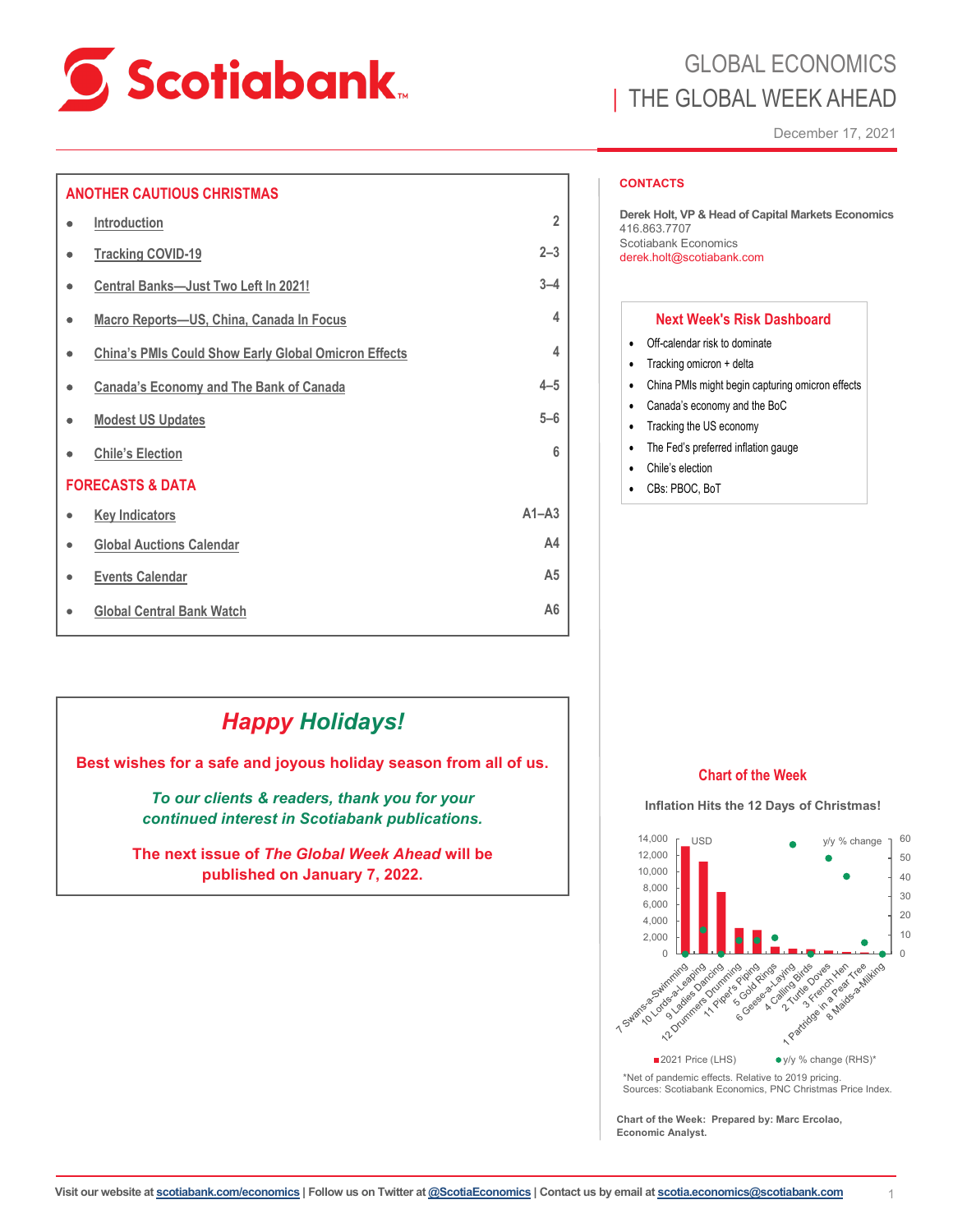# GLOBAL ECONOMICS
## THE GLOBAL WEEK AHEAD

December 17, 2021

## ANOTHER CAUTIOUS CHRISTMAS

| | |
|---|---|
| Introduction | 2 |
| Tracking COVID-19 | 2–3 |
| Central Banks—Just Two Left In 2021! | 3–4 |
| Macro Reports—US, China, Canada In Focus | 4 |
| China's PMIs Could Show Early Global Omicron Effects | 4 |
| Canada's Economy and The Bank of Canada | 4–5 |
| Modest US Updates | 5–6 |
| Chile's Election | 6 |

## FORECASTS & DATA

| | |
|---|---|
| Key Indicators | A1–A3 |
| Global Auctions Calendar | A4 |
| Events Calendar | A5 |
| Global Central Bank Watch | A6 |

## *Happy Holidays!*

**Best wishes for a safe and joyous holiday season from all of us.**

***To our clients & readers, thank you for your continued interest in Scotiabank publications.***

**The next issue of *The Global Week Ahead* will be published on January 7, 2022.**

### CONTACTS

**Derek Holt, VP & Head of Capital Markets Economics**
416.863.7707
Scotiabank Economics
derek.holt@scotiabank.com

### Next Week's Risk Dashboard

- Off-calendar risk to dominate
- Tracking omicron + delta
- China PMIs might begin capturing omicron effects
- Canada's economy and the BoC
- Tracking the US economy
- The Fed's preferred inflation gauge
- Chile's election
- CBs: PBOC, BoT

### Chart of the Week

**Inflation Hits the 12 Days of Christmas!**

*Net of pandemic effects. Relative to 2019 pricing.
Sources: Scotiabank Economics, PNC Christmas Price Index.

**Chart of the Week: Prepared by: Marc Ercolao, Economic Analyst.**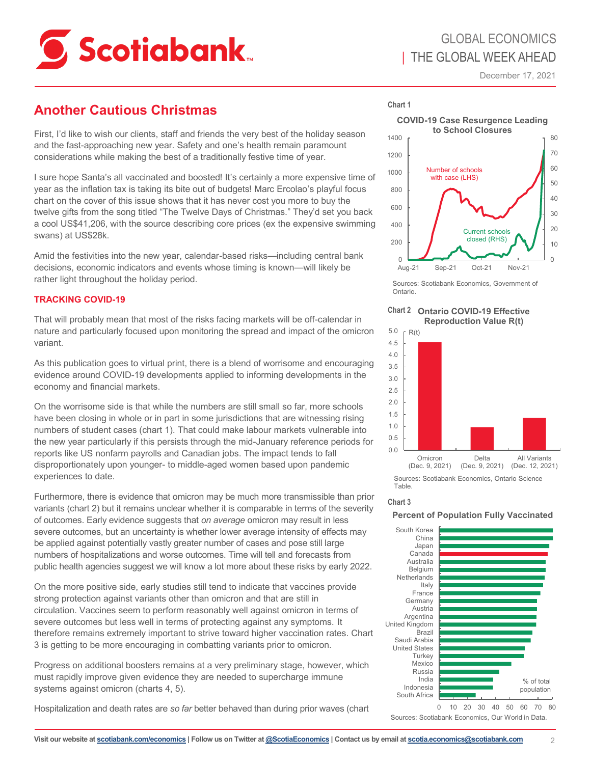## Another Cautious Christmas

First, I'd like to wish our clients, staff and friends the very best of the holiday season and the fast-approaching new year. Safety and one's health remain paramount considerations while making the best of a traditionally festive time of year.

I sure hope Santa's all vaccinated and boosted! It's certainly a more expensive time of year as the inflation tax is taking its bite out of budgets! Marc Ercolao's playful focus chart on the cover of this issue shows that it has never cost you more to buy the twelve gifts from the song titled "The Twelve Days of Christmas." They'd set you back a cool US$41,206, with the source describing core prices (ex the expensive swimming swans) at US$28k.

Amid the festivities into the new year, calendar-based risks—including central bank decisions, economic indicators and events whose timing is known—will likely be rather light throughout the holiday period.

### TRACKING COVID-19

That will probably mean that most of the risks facing markets will be off-calendar in nature and particularly focused upon monitoring the spread and impact of the omicron variant.

As this publication goes to virtual print, there is a blend of worrisome and encouraging evidence around COVID-19 developments applied to informing developments in the economy and financial markets.

On the worrisome side is that while the numbers are still small so far, more schools have been closing in whole or in part in some jurisdictions that are witnessing rising numbers of student cases (chart 1). That could make labour markets vulnerable into the new year particularly if this persists through the mid-January reference periods for reports like US nonfarm payrolls and Canadian jobs. The impact tends to fall disproportionately upon younger- to middle-aged women based upon pandemic experiences to date.

Furthermore, there is evidence that omicron may be much more transmissible than prior variants (chart 2) but it remains unclear whether it is comparable in terms of the severity of outcomes. Early evidence suggests that *on average* omicron may result in less severe outcomes, but an uncertainty is whether lower average intensity of effects may be applied against potentially vastly greater number of cases and pose still large numbers of hospitalizations and worse outcomes. Time will tell and forecasts from public health agencies suggest we will know a lot more about these risks by early 2022.

On the more positive side, early studies still tend to indicate that vaccines provide strong protection against variants other than omicron and that are still in circulation. Vaccines seem to perform reasonably well against omicron in terms of severe outcomes but less well in terms of protecting against any symptoms. It therefore remains extremely important to strive toward higher vaccination rates. Chart 3 is getting to be more encouraging in combatting variants prior to omicron.

Progress on additional boosters remains at a very preliminary stage, however, which must rapidly improve given evidence they are needed to supercharge immune systems against omicron (charts 4, 5).

Hospitalization and death rates are *so far* better behaved than during prior waves (chart

**Chart 1**

**COVID-19 Case Resurgence Leading to School Closures**

Sources: Scotiabank Economics, Government of Ontario.

**Chart 2** **Ontario COVID-19 Effective Reproduction Value R(t)**

Sources: Scotiabank Economics, Ontario Science Table.

**Chart 3**

**Percent of Population Fully Vaccinated**

Sources: Scotiabank Economics, Our World in Data.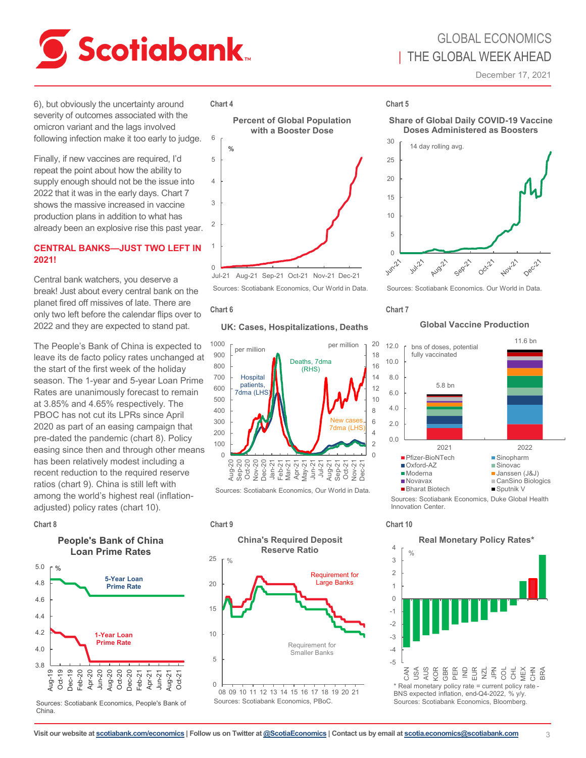6), but obviously the uncertainty around severity of outcomes associated with the omicron variant and the lags involved following infection make it too early to judge.

Finally, if new vaccines are required, I'd repeat the point about how the ability to supply enough should not be the issue into 2022 that it was in the early days. Chart 7 shows the massive increased in vaccine production plans in addition to what has already been an explosive rise this past year.

## CENTRAL BANKS—JUST TWO LEFT IN 2021!

Central bank watchers, you deserve a break! Just about every central bank on the planet fired off missives of late. There are only two left before the calendar flips over to 2022 and they are expected to stand pat.

The People's Bank of China is expected to leave its de facto policy rates unchanged at the start of the first week of the holiday season. The 1-year and 5-year Loan Prime Rates are unanimously forecast to remain at 3.85% and 4.65% respectively. The PBOC has not cut its LPRs since April 2020 as part of an easing campaign that pre-dated the pandemic (chart 8). Policy easing since then and through other means has been relatively modest including a recent reduction to the required reserve ratios (chart 9). China is still left with among the world's highest real (inflation-adjusted) policy rates (chart 10).

**Chart 4**

**Percent of Global Population with a Booster Dose**

Sources: Scotiabank Economics, Our World in Data.

**Chart 5**

**Share of Global Daily COVID-19 Vaccine Doses Administered as Boosters**

Sources: Scotiabank Economics. Our World in Data.

**Chart 6**

**UK: Cases, Hospitalizations, Deaths**

Sources: Scotiabank Economics, Our World in Data.

**Chart 7**

**Global Vaccine Production**

Sources: Scotiabank Economics, Duke Global Health Innovation Center.

**Chart 8**

**People's Bank of China Loan Prime Rates**

Sources: Scotiabank Economics, People's Bank of China.

**Chart 9**

**China's Required Deposit Reserve Ratio**

Sources: Scotiabank Economics, PBoC.

**Chart 10**

**Real Monetary Policy Rates***

* Real monetary policy rate = current policy rate - BNS expected inflation, end-Q4-2022, % y/y.
Sources: Scotiabank Economics, Bloomberg.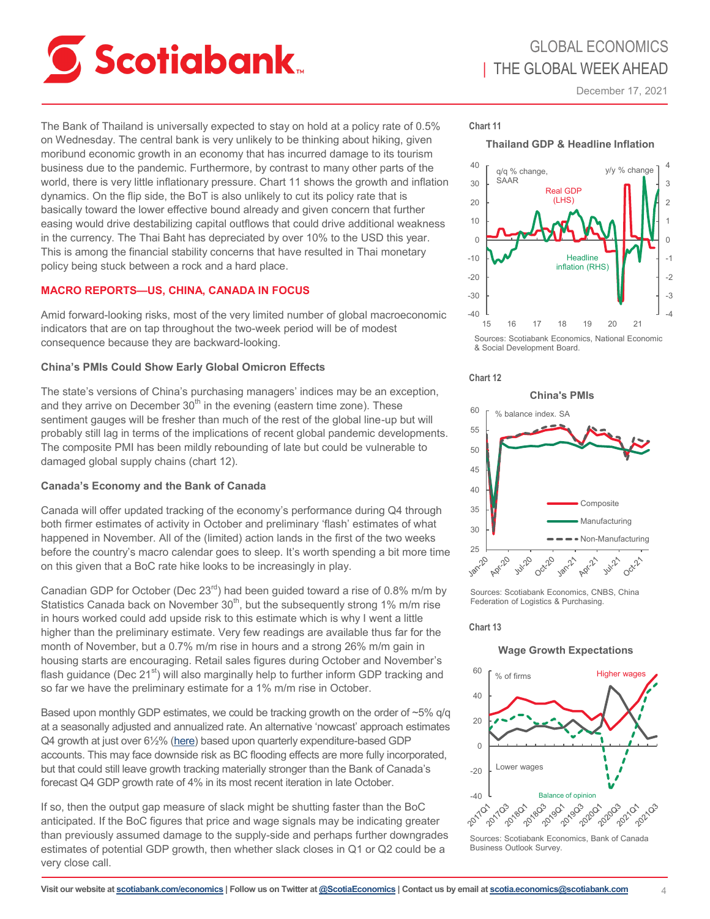The Bank of Thailand is universally expected to stay on hold at a policy rate of 0.5% on Wednesday. The central bank is very unlikely to be thinking about hiking, given moribund economic growth in an economy that has incurred damage to its tourism business due to the pandemic. Furthermore, by contrast to many other parts of the world, there is very little inflationary pressure. Chart 11 shows the growth and inflation dynamics. On the flip side, the BoT is also unlikely to cut its policy rate that is basically toward the lower effective bound already and given concern that further easing would drive destabilizing capital outflows that could drive additional weakness in the currency. The Thai Baht has depreciated by over 10% to the USD this year. This is among the financial stability concerns that have resulted in Thai monetary policy being stuck between a rock and a hard place.

## MACRO REPORTS—US, CHINA, CANADA IN FOCUS

Amid forward-looking risks, most of the very limited number of global macroeconomic indicators that are on tap throughout the two-week period will be of modest consequence because they are backward-looking.

### China's PMIs Could Show Early Global Omicron Effects

The state's versions of China's purchasing managers' indices may be an exception, and they arrive on December 30th in the evening (eastern time zone). These sentiment gauges will be fresher than much of the rest of the global line-up but will probably still lag in terms of the implications of recent global pandemic developments. The composite PMI has been mildly rebounding of late but could be vulnerable to damaged global supply chains (chart 12).

### Canada's Economy and the Bank of Canada

Canada will offer updated tracking of the economy's performance during Q4 through both firmer estimates of activity in October and preliminary 'flash' estimates of what happened in November. All of the (limited) action lands in the first of the two weeks before the country's macro calendar goes to sleep. It's worth spending a bit more time on this given that a BoC rate hike looks to be increasingly in play.

Canadian GDP for October (Dec 23rd) had been guided toward a rise of 0.8% m/m by Statistics Canada back on November 30th, but the subsequently strong 1% m/m rise in hours worked could add upside risk to this estimate which is why I went a little higher than the preliminary estimate. Very few readings are available thus far for the month of November, but a 0.7% m/m rise in hours and a strong 26% m/m gain in housing starts are encouraging. Retail sales figures during October and November's flash guidance (Dec 21st) will also marginally help to further inform GDP tracking and so far we have the preliminary estimate for a 1% m/m rise in October.

Based upon monthly GDP estimates, we could be tracking growth on the order of ~5% q/q at a seasonally adjusted and annualized rate. An alternative 'nowcast' approach estimates Q4 growth at just over 6½% (here) based upon quarterly expenditure-based GDP accounts. This may face downside risk as BC flooding effects are more fully incorporated, but that could still leave growth tracking materially stronger than the Bank of Canada's forecast Q4 GDP growth rate of 4% in its most recent iteration in late October.

If so, then the output gap measure of slack might be shutting faster than the BoC anticipated. If the BoC figures that price and wage signals may be indicating greater than previously assumed damage to the supply-side and perhaps further downgrades estimates of potential GDP growth, then whether slack closes in Q1 or Q2 could be a very close call.

**Chart 11**

**Thailand GDP & Headline Inflation**

Sources: Scotiabank Economics, National Economic & Social Development Board.

**Chart 12**

**China's PMIs**

Sources: Scotiabank Economics, CNBS, China Federation of Logistics & Purchasing.

**Chart 13**

**Wage Growth Expectations**

Sources: Scotiabank Economics, Bank of Canada Business Outlook Survey.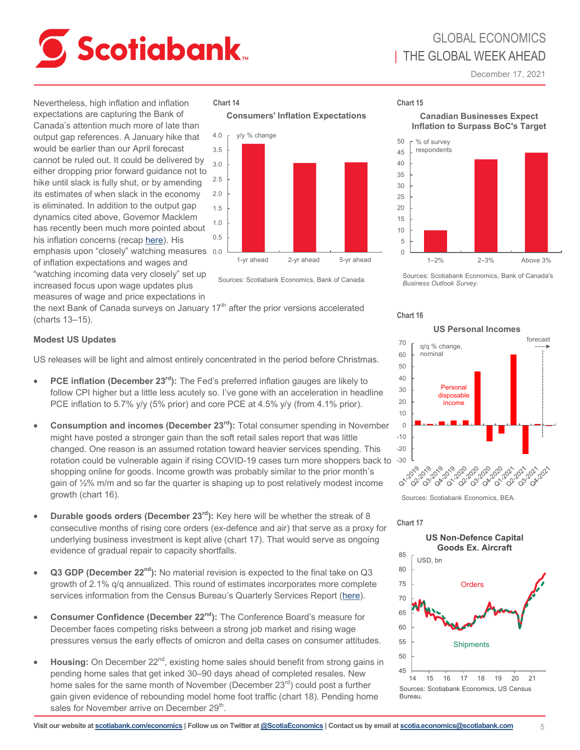Nevertheless, high inflation and inflation expectations are capturing the Bank of Canada's attention much more of late than output gap references. A January hike that would be earlier than our April forecast cannot be ruled out. It could be delivered by either dropping prior forward guidance not to hike until slack is fully shut, or by amending its estimates of when slack in the economy is eliminated. In addition to the output gap dynamics cited above, Governor Macklem has recently been much more pointed about his inflation concerns (recap here). His emphasis upon "closely" watching measures of inflation expectations and wages and "watching incoming data very closely" set up increased focus upon wage updates plus measures of wage and price expectations in the next Bank of Canada surveys on January 17th after the prior versions accelerated (charts 13–15).

Chart 14

Consumers' Inflation Expectations

Sources: Scotiabank Economics, Bank of Canada.

Chart 15

Canadian Businesses Expect Inflation to Surpass BoC's Target

Sources: Scotiabank Economics, Bank of Canada's *Business Outlook Survey.*

### Modest US Updates

US releases will be light and almost entirely concentrated in the period before Christmas.

- **PCE inflation (December 23rd):** The Fed's preferred inflation gauges are likely to follow CPI higher but a little less acutely so. I've gone with an acceleration in headline PCE inflation to 5.7% y/y (5% prior) and core PCE at 4.5% y/y (from 4.1% prior).

- **Consumption and incomes (December 23rd):** Total consumer spending in November might have posted a stronger gain than the soft retail sales report that was little changed. One reason is an assumed rotation toward heavier services spending. This rotation could be vulnerable again if rising COVID-19 cases turn more shoppers back to shopping online for goods. Income growth was probably similar to the prior month's gain of ½% m/m and so far the quarter is shaping up to post relatively modest income growth (chart 16).

- **Durable goods orders (December 23rd):** Key here will be whether the streak of 8 consecutive months of rising core orders (ex-defence and air) that serve as a proxy for underlying business investment is kept alive (chart 17). That would serve as ongoing evidence of gradual repair to capacity shortfalls.

- **Q3 GDP (December 22nd):** No material revision is expected to the final take on Q3 growth of 2.1% q/q annualized. This round of estimates incorporates more complete services information from the Census Bureau's Quarterly Services Report (here).

- **Consumer Confidence (December 22nd):** The Conference Board's measure for December faces competing risks between a strong job market and rising wage pressures versus the early effects of omicron and delta cases on consumer attitudes.

- **Housing:** On December 22nd, existing home sales should benefit from strong gains in pending home sales that get inked 30–90 days ahead of completed resales. New home sales for the same month of November (December 23rd) could post a further gain given evidence of rebounding model home foot traffic (chart 18). Pending home sales for November arrive on December 29th.

Chart 16

US Personal Incomes

Sources: Scotiabank Economics, BEA.

Chart 17

US Non-Defence Capital Goods Ex. Aircraft

Sources: Scotiabank Economics, US Census Bureau.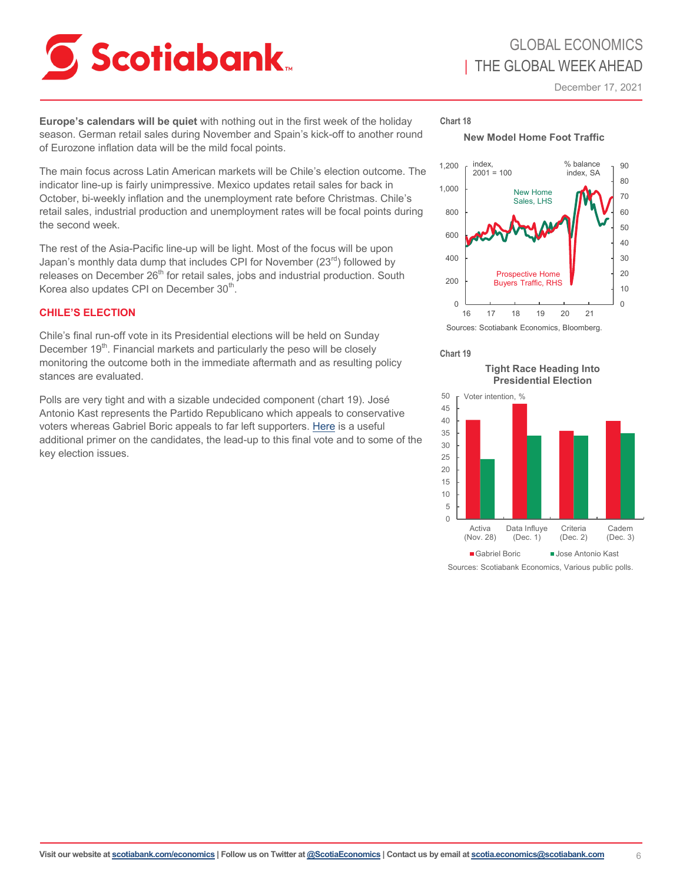**Europe's calendars will be quiet** with nothing out in the first week of the holiday season. German retail sales during November and Spain's kick-off to another round of Eurozone inflation data will be the mild focal points.

The main focus across Latin American markets will be Chile's election outcome. The indicator line-up is fairly unimpressive. Mexico updates retail sales for back in October, bi-weekly inflation and the unemployment rate before Christmas. Chile's retail sales, industrial production and unemployment rates will be focal points during the second week.

The rest of the Asia-Pacific line-up will be light. Most of the focus will be upon Japan's monthly data dump that includes CPI for November (23rd) followed by releases on December 26th for retail sales, jobs and industrial production. South Korea also updates CPI on December 30th.

## CHILE'S ELECTION

Chile's final run-off vote in its Presidential elections will be held on Sunday December 19th. Financial markets and particularly the peso will be closely monitoring the outcome both in the immediate aftermath and as resulting policy stances are evaluated.

Polls are very tight and with a sizable undecided component (chart 19). José Antonio Kast represents the Partido Republicano which appeals to conservative voters whereas Gabriel Boric appeals to far left supporters. Here is a useful additional primer on the candidates, the lead-up to this final vote and to some of the key election issues.

**Chart 18**

**New Model Home Foot Traffic**

Sources: Scotiabank Economics, Bloomberg.

**Chart 19**

**Tight Race Heading Into Presidential Election**

Sources: Scotiabank Economics, Various public polls.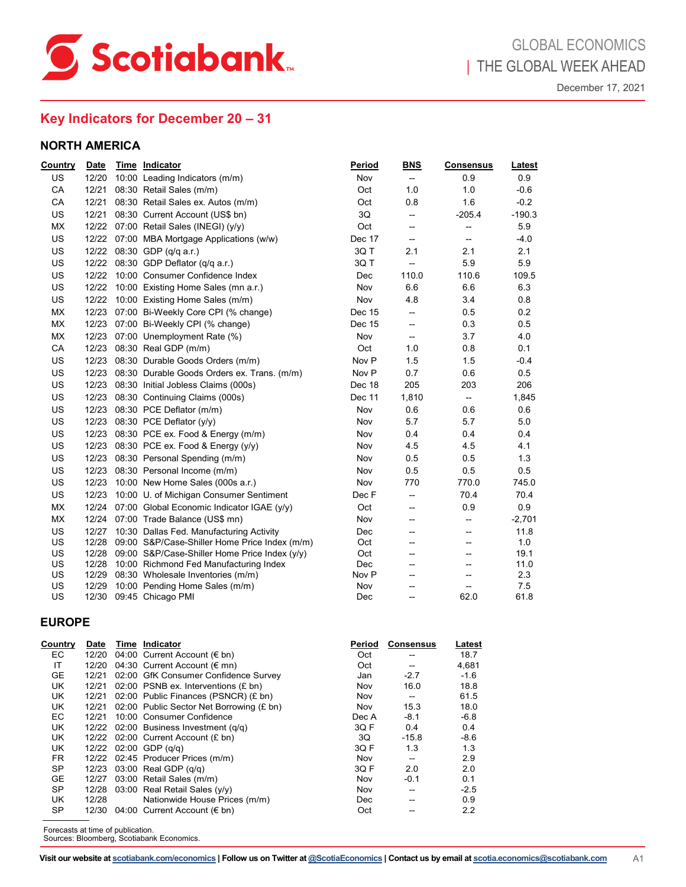## Key Indicators for December 20 – 31

### NORTH AMERICA

| Country | Date | Time | Indicator | Period | BNS | Consensus | Latest |
|---|---|---|---|---|---|---|---|
| US | 12/20 | 10:00 | Leading Indicators (m/m) | Nov | -- | 0.9 | 0.9 |
| CA | 12/21 | 08:30 | Retail Sales (m/m) | Oct | 1.0 | 1.0 | -0.6 |
| CA | 12/21 | 08:30 | Retail Sales ex. Autos (m/m) | Oct | 0.8 | 1.6 | -0.2 |
| US | 12/21 | 08:30 | Current Account (US$ bn) | 3Q | -- | -205.4 | -190.3 |
| MX | 12/22 | 07:00 | Retail Sales (INEGI) (y/y) | Oct | -- | -- | 5.9 |
| US | 12/22 | 07:00 | MBA Mortgage Applications (w/w) | Dec 17 | -- | -- | -4.0 |
| US | 12/22 | 08:30 | GDP (q/q a.r.) | 3Q T | 2.1 | 2.1 | 2.1 |
| US | 12/22 | 08:30 | GDP Deflator (q/q a.r.) | 3Q T | -- | 5.9 | 5.9 |
| US | 12/22 | 10:00 | Consumer Confidence Index | Dec | 110.0 | 110.6 | 109.5 |
| US | 12/22 | 10:00 | Existing Home Sales (mn a.r.) | Nov | 6.6 | 6.6 | 6.3 |
| US | 12/22 | 10:00 | Existing Home Sales (m/m) | Nov | 4.8 | 3.4 | 0.8 |
| MX | 12/23 | 07:00 | Bi-Weekly Core CPI (% change) | Dec 15 | -- | 0.5 | 0.2 |
| MX | 12/23 | 07:00 | Bi-Weekly CPI (% change) | Dec 15 | -- | 0.3 | 0.5 |
| MX | 12/23 | 07:00 | Unemployment Rate (%) | Nov | -- | 3.7 | 4.0 |
| CA | 12/23 | 08:30 | Real GDP (m/m) | Oct | 1.0 | 0.8 | 0.1 |
| US | 12/23 | 08:30 | Durable Goods Orders (m/m) | Nov P | 1.5 | 1.5 | -0.4 |
| US | 12/23 | 08:30 | Durable Goods Orders ex. Trans. (m/m) | Nov P | 0.7 | 0.6 | 0.5 |
| US | 12/23 | 08:30 | Initial Jobless Claims (000s) | Dec 18 | 205 | 203 | 206 |
| US | 12/23 | 08:30 | Continuing Claims (000s) | Dec 11 | 1,810 | -- | 1,845 |
| US | 12/23 | 08:30 | PCE Deflator (m/m) | Nov | 0.6 | 0.6 | 0.6 |
| US | 12/23 | 08:30 | PCE Deflator (y/y) | Nov | 5.7 | 5.7 | 5.0 |
| US | 12/23 | 08:30 | PCE ex. Food & Energy (m/m) | Nov | 0.4 | 0.4 | 0.4 |
| US | 12/23 | 08:30 | PCE ex. Food & Energy (y/y) | Nov | 4.5 | 4.5 | 4.1 |
| US | 12/23 | 08:30 | Personal Spending (m/m) | Nov | 0.5 | 0.5 | 1.3 |
| US | 12/23 | 08:30 | Personal Income (m/m) | Nov | 0.5 | 0.5 | 0.5 |
| US | 12/23 | 10:00 | New Home Sales (000s a.r.) | Nov | 770 | 770.0 | 745.0 |
| US | 12/23 | 10:00 | U. of Michigan Consumer Sentiment | Dec F | -- | 70.4 | 70.4 |
| MX | 12/24 | 07:00 | Global Economic Indicator IGAE (y/y) | Oct | -- | 0.9 | 0.9 |
| MX | 12/24 | 07:00 | Trade Balance (US$ mn) | Nov | -- | -- | -2,701 |
| US | 12/27 | 10:30 | Dallas Fed. Manufacturing Activity | Dec | -- | -- | 11.8 |
| US | 12/28 | 09:00 | S&P/Case-Shiller Home Price Index (m/m) | Oct | -- | -- | 1.0 |
| US | 12/28 | 09:00 | S&P/Case-Shiller Home Price Index (y/y) | Oct | -- | -- | 19.1 |
| US | 12/28 | 10:00 | Richmond Fed Manufacturing Index | Dec | -- | -- | 11.0 |
| US | 12/29 | 08:30 | Wholesale Inventories (m/m) | Nov P | -- | -- | 2.3 |
| US | 12/29 | 10:00 | Pending Home Sales (m/m) | Nov | -- | -- | 7.5 |
| US | 12/30 | 09:45 | Chicago PMI | Dec | -- | 62.0 | 61.8 |

### EUROPE

| Country | Date | Time | Indicator | Period | Consensus | Latest |
|---|---|---|---|---|---|---|
| EC | 12/20 | 04:00 | Current Account (€ bn) | Oct | -- | 18.7 |
| IT | 12/20 | 04:30 | Current Account (€ mn) | Oct | -- | 4,681 |
| GE | 12/21 | 02:00 | GfK Consumer Confidence Survey | Jan | -2.7 | -1.6 |
| UK | 12/21 | 02:00 | PSNB ex. Interventions (£ bn) | Nov | 16.0 | 18.8 |
| UK | 12/21 | 02:00 | Public Finances (PSNCR) (£ bn) | Nov | -- | 61.5 |
| UK | 12/21 | 02:00 | Public Sector Net Borrowing (£ bn) | Nov | 15.3 | 18.0 |
| EC | 12/21 | 10:00 | Consumer Confidence | Dec A | -8.1 | -6.8 |
| UK | 12/22 | 02:00 | Business Investment (q/q) | 3Q F | 0.4 | 0.4 |
| UK | 12/22 | 02:00 | Current Account (£ bn) | 3Q | -15.8 | -8.6 |
| UK | 12/22 | 02:00 | GDP (q/q) | 3Q F | 1.3 | 1.3 |
| FR | 12/22 | 02:45 | Producer Prices (m/m) | Nov | -- | 2.9 |
| SP | 12/23 | 03:00 | Real GDP (q/q) | 3Q F | 2.0 | 2.0 |
| GE | 12/27 | 03:00 | Retail Sales (m/m) | Nov | -0.1 | 0.1 |
| SP | 12/28 | 03:00 | Real Retail Sales (y/y) | Nov | -- | -2.5 |
| UK | 12/28 | | Nationwide House Prices (m/m) | Dec | -- | 0.9 |
| SP | 12/30 | 04:00 | Current Account (€ bn) | Oct | -- | 2.2 |

Forecasts at time of publication.
Sources: Bloomberg, Scotiabank Economics.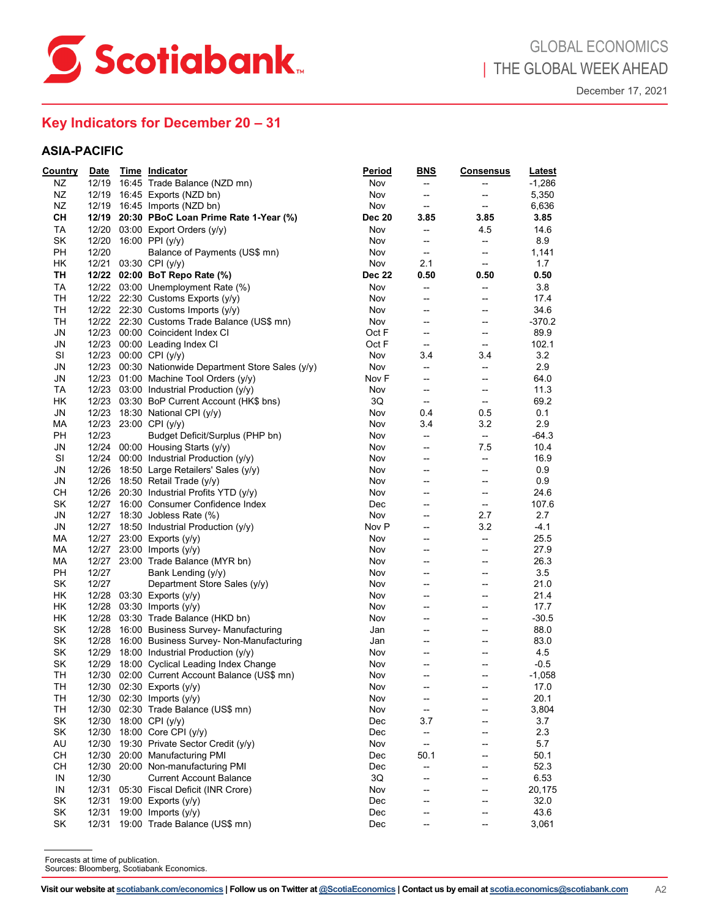## Key Indicators for December 20 – 31

### ASIA-PACIFIC

| Country | Date | Time | Indicator | Period | BNS | Consensus | Latest |
|---|---|---|---|---|---|---|---|
| NZ | 12/19 | 16:45 | Trade Balance (NZD mn) | Nov | -- | -- | -1,286 |
| NZ | 12/19 | 16:45 | Exports (NZD bn) | Nov | -- | -- | 5,350 |
| NZ | 12/19 | 16:45 | Imports (NZD bn) | Nov | -- | -- | 6,636 |
| **CH** | **12/19** | **20:30** | **PBoC Loan Prime Rate 1-Year (%)** | **Dec 20** | **3.85** | **3.85** | **3.85** |
| TA | 12/20 | 03:00 | Export Orders (y/y) | Nov | -- | 4.5 | 14.6 |
| SK | 12/20 | 16:00 | PPI (y/y) | Nov | -- | -- | 8.9 |
| PH | 12/20 | | Balance of Payments (US$ mn) | Nov | -- | -- | 1,141 |
| HK | 12/21 | 03:30 | CPI (y/y) | Nov | 2.1 | -- | 1.7 |
| **TH** | **12/22** | **02:00** | **BoT Repo Rate (%)** | **Dec 22** | **0.50** | **0.50** | **0.50** |
| TA | 12/22 | 03:00 | Unemployment Rate (%) | Nov | -- | -- | 3.8 |
| TH | 12/22 | 22:30 | Customs Exports (y/y) | Nov | -- | -- | 17.4 |
| TH | 12/22 | 22:30 | Customs Imports (y/y) | Nov | -- | -- | 34.6 |
| TH | 12/22 | 22:30 | Customs Trade Balance (US$ mn) | Nov | -- | -- | -370.2 |
| JN | 12/23 | 00:00 | Coincident Index CI | Oct F | -- | -- | 89.9 |
| JN | 12/23 | 00:00 | Leading Index CI | Oct F | -- | -- | 102.1 |
| SI | 12/23 | 00:00 | CPI (y/y) | Nov | 3.4 | 3.4 | 3.2 |
| JN | 12/23 | 00:30 | Nationwide Department Store Sales (y/y) | Nov | -- | -- | 2.9 |
| JN | 12/23 | 01:00 | Machine Tool Orders (y/y) | Nov F | -- | -- | 64.0 |
| TA | 12/23 | 03:00 | Industrial Production (y/y) | Nov | -- | -- | 11.3 |
| HK | 12/23 | 03:30 | BoP Current Account (HK$ bns) | 3Q | -- | -- | 69.2 |
| JN | 12/23 | 18:30 | National CPI (y/y) | Nov | 0.4 | 0.5 | 0.1 |
| MA | 12/23 | 23:00 | CPI (y/y) | Nov | 3.4 | 3.2 | 2.9 |
| PH | 12/23 | | Budget Deficit/Surplus (PHP bn) | Nov | -- | -- | -64.3 |
| JN | 12/24 | 00:00 | Housing Starts (y/y) | Nov | -- | 7.5 | 10.4 |
| SI | 12/24 | 00:00 | Industrial Production (y/y) | Nov | -- | -- | 16.9 |
| JN | 12/26 | 18:50 | Large Retailers' Sales (y/y) | Nov | -- | -- | 0.9 |
| JN | 12/26 | 18:50 | Retail Trade (y/y) | Nov | -- | -- | 0.9 |
| CH | 12/26 | 20:30 | Industrial Profits YTD (y/y) | Nov | -- | -- | 24.6 |
| SK | 12/27 | 16:00 | Consumer Confidence Index | Dec | -- | -- | 107.6 |
| JN | 12/27 | 18:30 | Jobless Rate (%) | Nov | -- | 2.7 | 2.7 |
| JN | 12/27 | 18:50 | Industrial Production (y/y) | Nov P | -- | 3.2 | -4.1 |
| MA | 12/27 | 23:00 | Exports (y/y) | Nov | -- | -- | 25.5 |
| MA | 12/27 | 23:00 | Imports (y/y) | Nov | -- | -- | 27.9 |
| MA | 12/27 | 23:00 | Trade Balance (MYR bn) | Nov | -- | -- | 26.3 |
| PH | 12/27 | | Bank Lending (y/y) | Nov | -- | -- | 3.5 |
| SK | 12/27 | | Department Store Sales (y/y) | Nov | -- | -- | 21.0 |
| HK | 12/28 | 03:30 | Exports (y/y) | Nov | -- | -- | 21.4 |
| HK | 12/28 | 03:30 | Imports (y/y) | Nov | -- | -- | 17.7 |
| HK | 12/28 | 03:30 | Trade Balance (HKD bn) | Nov | -- | -- | -30.5 |
| SK | 12/28 | 16:00 | Business Survey- Manufacturing | Jan | -- | -- | 88.0 |
| SK | 12/28 | 16:00 | Business Survey- Non-Manufacturing | Jan | -- | -- | 83.0 |
| SK | 12/29 | 18:00 | Industrial Production (y/y) | Nov | -- | -- | 4.5 |
| SK | 12/29 | 18:00 | Cyclical Leading Index Change | Nov | -- | -- | -0.5 |
| TH | 12/30 | 02:00 | Current Account Balance (US$ mn) | Nov | -- | -- | -1,058 |
| TH | 12/30 | 02:30 | Exports (y/y) | Nov | -- | -- | 17.0 |
| TH | 12/30 | 02:30 | Imports (y/y) | Nov | -- | -- | 20.1 |
| TH | 12/30 | 02:30 | Trade Balance (US$ mn) | Nov | -- | -- | 3,804 |
| SK | 12/30 | 18:00 | CPI (y/y) | Dec | 3.7 | -- | 3.7 |
| SK | 12/30 | 18:00 | Core CPI (y/y) | Dec | -- | -- | 2.3 |
| AU | 12/30 | 19:30 | Private Sector Credit (y/y) | Nov | -- | -- | 5.7 |
| CH | 12/30 | 20:00 | Manufacturing PMI | Dec | 50.1 | -- | 50.1 |
| CH | 12/30 | 20:00 | Non-manufacturing PMI | Dec | -- | -- | 52.3 |
| IN | 12/30 | | Current Account Balance | 3Q | -- | -- | 6.53 |
| IN | 12/31 | 05:30 | Fiscal Deficit (INR Crore) | Nov | -- | -- | 20,175 |
| SK | 12/31 | 19:00 | Exports (y/y) | Dec | -- | -- | 32.0 |
| SK | 12/31 | 19:00 | Imports (y/y) | Dec | -- | -- | 43.6 |
| SK | 12/31 | 19:00 | Trade Balance (US$ mn) | Dec | -- | -- | 3,061 |

Forecasts at time of publication.
Sources: Bloomberg, Scotiabank Economics.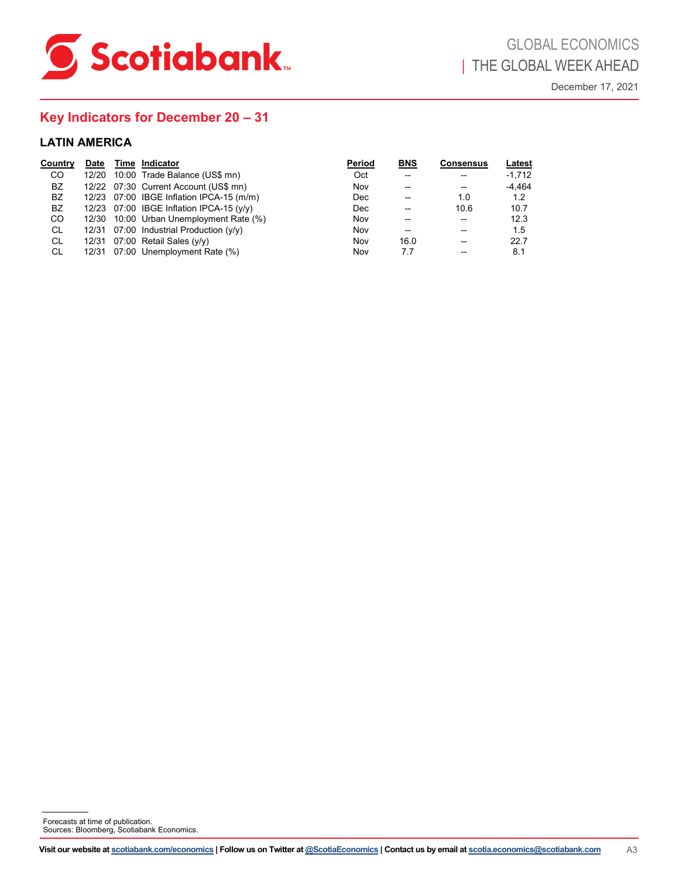## Key Indicators for December 20 – 31

### LATIN AMERICA

| Country | Date | Time | Indicator | Period | BNS | Consensus | Latest |
|---|---|---|---|---|---|---|---|
| CO | 12/20 | 10:00 | Trade Balance (US$ mn) | Oct | -- | -- | -1,712 |
| BZ | 12/22 | 07:30 | Current Account (US$ mn) | Nov | -- | -- | -4,464 |
| BZ | 12/23 | 07:00 | IBGE Inflation IPCA-15 (m/m) | Dec | -- | 1.0 | 1.2 |
| BZ | 12/23 | 07:00 | IBGE Inflation IPCA-15 (y/y) | Dec | -- | 10.6 | 10.7 |
| CO | 12/30 | 10:00 | Urban Unemployment Rate (%) | Nov | -- | -- | 12.3 |
| CL | 12/31 | 07:00 | Industrial Production (y/y) | Nov | -- | -- | 1.5 |
| CL | 12/31 | 07:00 | Retail Sales (y/y) | Nov | 16.0 | -- | 22.7 |
| CL | 12/31 | 07:00 | Unemployment Rate (%) | Nov | 7.7 | -- | 8.1 |

Forecasts at time of publication.
Sources: Bloomberg, Scotiabank Economics.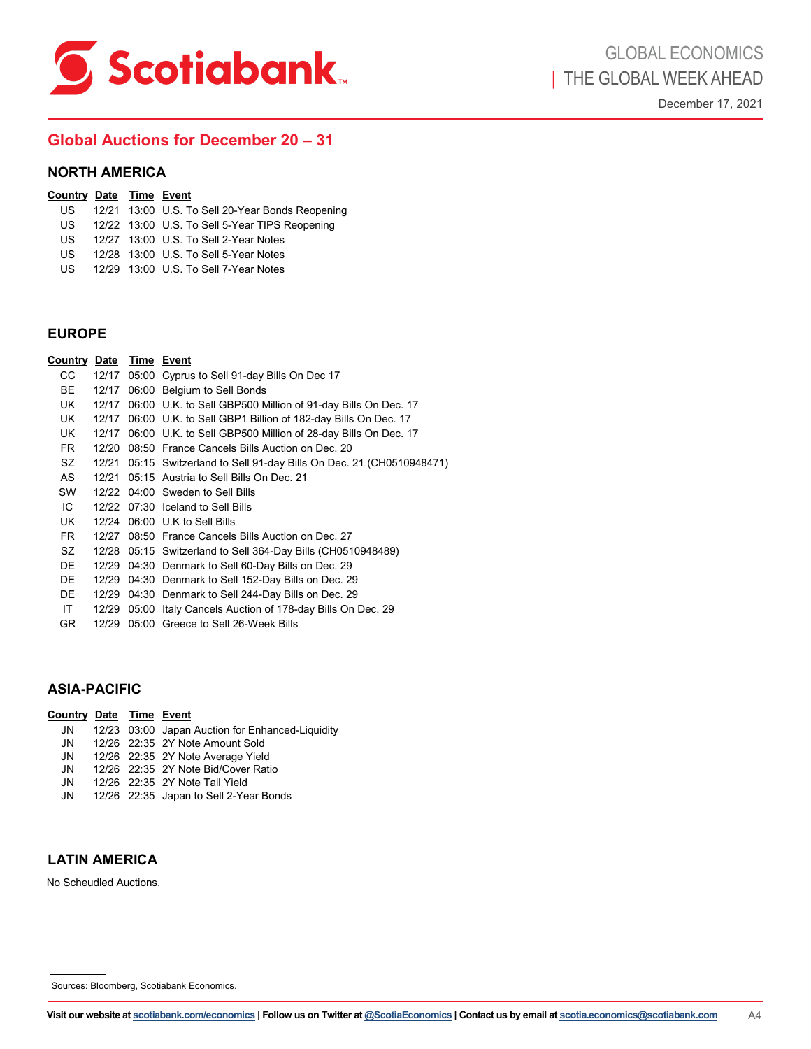## Global Auctions for December 20 – 31

### NORTH AMERICA

| Country | Date | Time | Event |
|---|---|---|---|
| US | 12/21 | 13:00 | U.S. To Sell 20-Year Bonds Reopening |
| US | 12/22 | 13:00 | U.S. To Sell 5-Year TIPS Reopening |
| US | 12/27 | 13:00 | U.S. To Sell 2-Year Notes |
| US | 12/28 | 13:00 | U.S. To Sell 5-Year Notes |
| US | 12/29 | 13:00 | U.S. To Sell 7-Year Notes |

### EUROPE

| Country | Date | Time | Event |
|---|---|---|---|
| CC | 12/17 | 05:00 | Cyprus to Sell 91-day Bills On Dec 17 |
| BE | 12/17 | 06:00 | Belgium to Sell Bonds |
| UK | 12/17 | 06:00 | U.K. to Sell GBP500 Million of 91-day Bills On Dec. 17 |
| UK | 12/17 | 06:00 | U.K. to Sell GBP1 Billion of 182-day Bills On Dec. 17 |
| UK | 12/17 | 06:00 | U.K. to Sell GBP500 Million of 28-day Bills On Dec. 17 |
| FR | 12/20 | 08:50 | France Cancels Bills Auction on Dec. 20 |
| SZ | 12/21 | 05:15 | Switzerland to Sell 91-day Bills On Dec. 21 (CH0510948471) |
| AS | 12/21 | 05:15 | Austria to Sell Bills On Dec. 21 |
| SW | 12/22 | 04:00 | Sweden to Sell Bills |
| IC | 12/22 | 07:30 | Iceland to Sell Bills |
| UK | 12/24 | 06:00 | U.K to Sell Bills |
| FR | 12/27 | 08:50 | France Cancels Bills Auction on Dec. 27 |
| SZ | 12/28 | 05:15 | Switzerland to Sell 364-Day Bills (CH0510948489) |
| DE | 12/29 | 04:30 | Denmark to Sell 60-Day Bills on Dec. 29 |
| DE | 12/29 | 04:30 | Denmark to Sell 152-Day Bills on Dec. 29 |
| DE | 12/29 | 04:30 | Denmark to Sell 244-Day Bills on Dec. 29 |
| IT | 12/29 | 05:00 | Italy Cancels Auction of 178-day Bills On Dec. 29 |
| GR | 12/29 | 05:00 | Greece to Sell 26-Week Bills |

### ASIA-PACIFIC

| Country | Date | Time | Event |
|---|---|---|---|
| JN | 12/23 | 03:00 | Japan Auction for Enhanced-Liquidity |
| JN | 12/26 | 22:35 | 2Y Note Amount Sold |
| JN | 12/26 | 22:35 | 2Y Note Average Yield |
| JN | 12/26 | 22:35 | 2Y Note Bid/Cover Ratio |
| JN | 12/26 | 22:35 | 2Y Note Tail Yield |
| JN | 12/26 | 22:35 | Japan to Sell 2-Year Bonds |

### LATIN AMERICA

No Scheudled Auctions.

Sources: Bloomberg, Scotiabank Economics.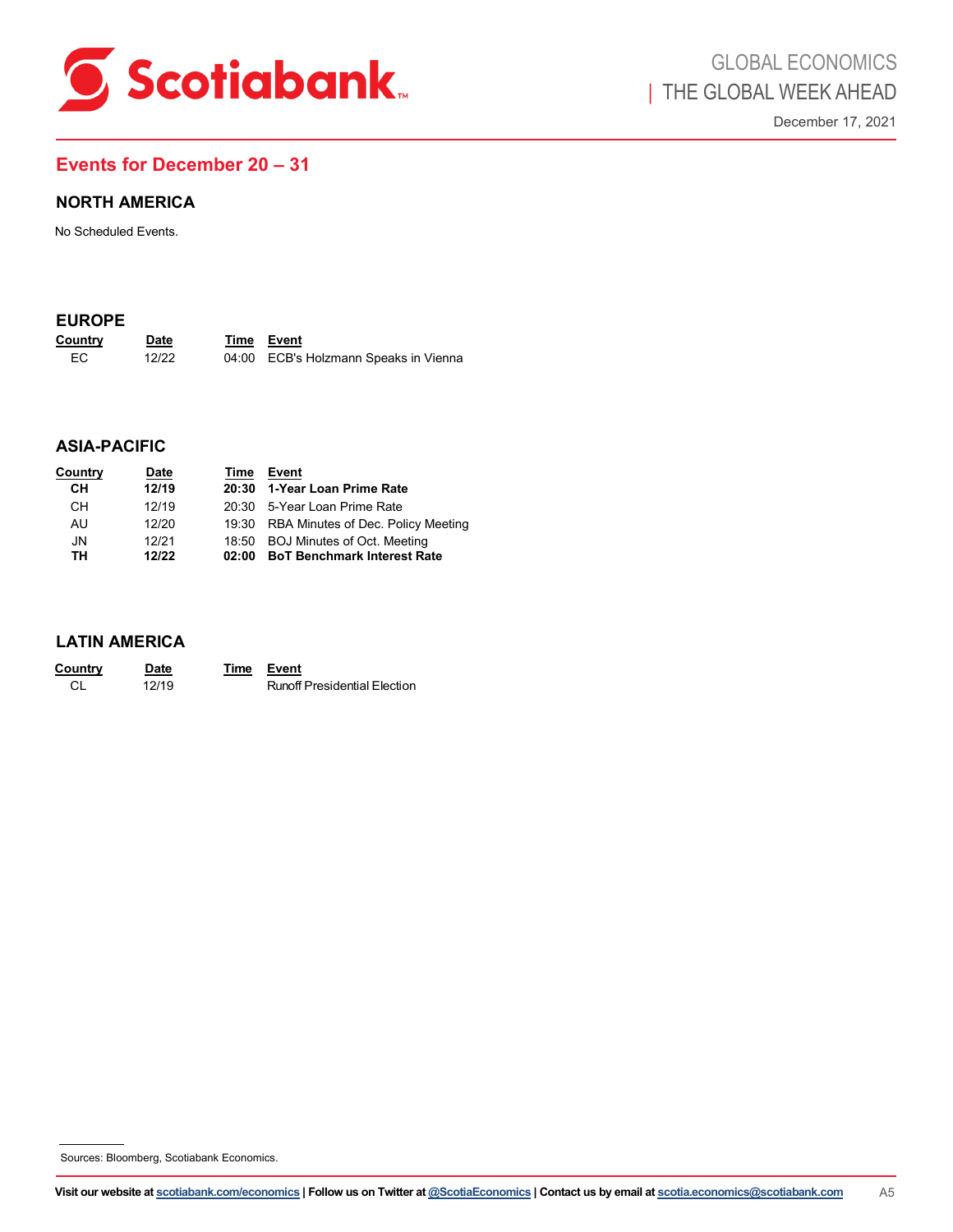## Events for December 20 – 31

### NORTH AMERICA

No Scheduled Events.

### EUROPE

| Country | Date | Time | Event |
|---|---|---|---|
| EC | 12/22 | 04:00 | ECB's Holzmann Speaks in Vienna |

### ASIA-PACIFIC

| Country | Date | Time | Event |
|---|---|---|---|
| **CH** | **12/19** | **20:30** | **1-Year Loan Prime Rate** |
| CH | 12/19 | 20:30 | 5-Year Loan Prime Rate |
| AU | 12/20 | 19:30 | RBA Minutes of Dec. Policy Meeting |
| JN | 12/21 | 18:50 | BOJ Minutes of Oct. Meeting |
| **TH** | **12/22** | **02:00** | **BoT Benchmark Interest Rate** |

### LATIN AMERICA

| Country | Date | Time | Event |
|---|---|---|---|
| CL | 12/19 | | Runoff Presidential Election |

Sources: Bloomberg, Scotiabank Economics.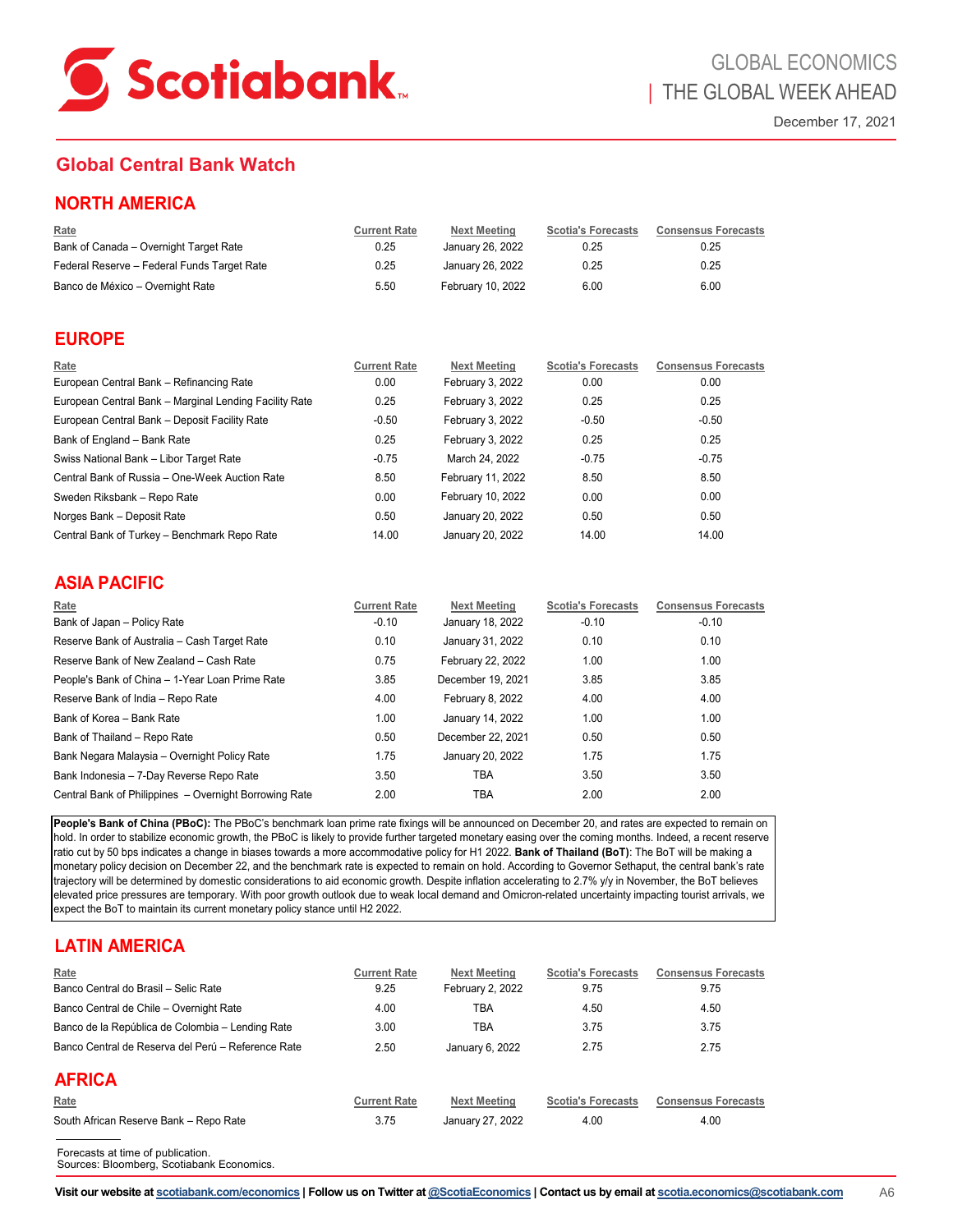## Global Central Bank Watch

### NORTH AMERICA

| Rate | Current Rate | Next Meeting | Scotia's Forecasts | Consensus Forecasts |
|---|---|---|---|---|
| Bank of Canada – Overnight Target Rate | 0.25 | January 26, 2022 | 0.25 | 0.25 |
| Federal Reserve – Federal Funds Target Rate | 0.25 | January 26, 2022 | 0.25 | 0.25 |
| Banco de México – Overnight Rate | 5.50 | February 10, 2022 | 6.00 | 6.00 |

### EUROPE

| Rate | Current Rate | Next Meeting | Scotia's Forecasts | Consensus Forecasts |
|---|---|---|---|---|
| European Central Bank – Refinancing Rate | 0.00 | February 3, 2022 | 0.00 | 0.00 |
| European Central Bank – Marginal Lending Facility Rate | 0.25 | February 3, 2022 | 0.25 | 0.25 |
| European Central Bank – Deposit Facility Rate | -0.50 | February 3, 2022 | -0.50 | -0.50 |
| Bank of England – Bank Rate | 0.25 | February 3, 2022 | 0.25 | 0.25 |
| Swiss National Bank – Libor Target Rate | -0.75 | March 24, 2022 | -0.75 | -0.75 |
| Central Bank of Russia – One-Week Auction Rate | 8.50 | February 11, 2022 | 8.50 | 8.50 |
| Sweden Riksbank – Repo Rate | 0.00 | February 10, 2022 | 0.00 | 0.00 |
| Norges Bank – Deposit Rate | 0.50 | January 20, 2022 | 0.50 | 0.50 |
| Central Bank of Turkey – Benchmark Repo Rate | 14.00 | January 20, 2022 | 14.00 | 14.00 |

### ASIA PACIFIC

| Rate | Current Rate | Next Meeting | Scotia's Forecasts | Consensus Forecasts |
|---|---|---|---|---|
| Bank of Japan – Policy Rate | -0.10 | January 18, 2022 | -0.10 | -0.10 |
| Reserve Bank of Australia – Cash Target Rate | 0.10 | January 31, 2022 | 0.10 | 0.10 |
| Reserve Bank of New Zealand – Cash Rate | 0.75 | February 22, 2022 | 1.00 | 1.00 |
| People's Bank of China – 1-Year Loan Prime Rate | 3.85 | December 19, 2021 | 3.85 | 3.85 |
| Reserve Bank of India – Repo Rate | 4.00 | February 8, 2022 | 4.00 | 4.00 |
| Bank of Korea – Bank Rate | 1.00 | January 14, 2022 | 1.00 | 1.00 |
| Bank of Thailand – Repo Rate | 0.50 | December 22, 2021 | 0.50 | 0.50 |
| Bank Negara Malaysia – Overnight Policy Rate | 1.75 | January 20, 2022 | 1.75 | 1.75 |
| Bank Indonesia – 7-Day Reverse Repo Rate | 3.50 | TBA | 3.50 | 3.50 |
| Central Bank of Philippines – Overnight Borrowing Rate | 2.00 | TBA | 2.00 | 2.00 |

**People's Bank of China (PBoC):** The PBoC's benchmark loan prime rate fixings will be announced on December 20, and rates are expected to remain on hold. In order to stabilize economic growth, the PBoC is likely to provide further targeted monetary easing over the coming months. Indeed, a recent reserve ratio cut by 50 bps indicates a change in biases towards a more accommodative policy for H1 2022. **Bank of Thailand (BoT)**: The BoT will be making a monetary policy decision on December 22, and the benchmark rate is expected to remain on hold. According to Governor Sethaput, the central bank's rate trajectory will be determined by domestic considerations to aid economic growth. Despite inflation accelerating to 2.7% y/y in November, the BoT believes elevated price pressures are temporary. With poor growth outlook due to weak local demand and Omicron-related uncertainty impacting tourist arrivals, we expect the BoT to maintain its current monetary policy stance until H2 2022.

### LATIN AMERICA

| Rate | Current Rate | Next Meeting | Scotia's Forecasts | Consensus Forecasts |
|---|---|---|---|---|
| Banco Central do Brasil – Selic Rate | 9.25 | February 2, 2022 | 9.75 | 9.75 |
| Banco Central de Chile – Overnight Rate | 4.00 | TBA | 4.50 | 4.50 |
| Banco de la República de Colombia – Lending Rate | 3.00 | TBA | 3.75 | 3.75 |
| Banco Central de Reserva del Perú – Reference Rate | 2.50 | January 6, 2022 | 2.75 | 2.75 |

### AFRICA

| Rate | Current Rate | Next Meeting | Scotia's Forecasts | Consensus Forecasts |
|---|---|---|---|---|
| South African Reserve Bank – Repo Rate | 3.75 | January 27, 2022 | 4.00 | 4.00 |

Forecasts at time of publication.
Sources: Bloomberg, Scotiabank Economics.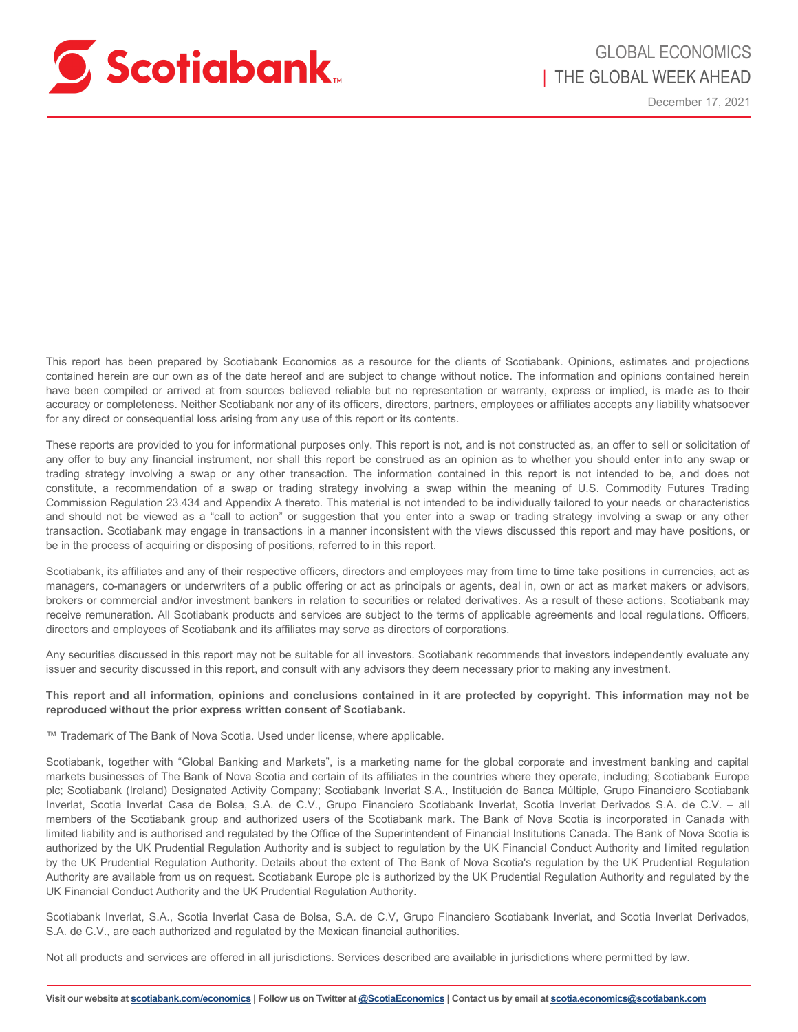This report has been prepared by Scotiabank Economics as a resource for the clients of Scotiabank. Opinions, estimates and projections contained herein are our own as of the date hereof and are subject to change without notice. The information and opinions contained herein have been compiled or arrived at from sources believed reliable but no representation or warranty, express or implied, is made as to their accuracy or completeness. Neither Scotiabank nor any of its officers, directors, partners, employees or affiliates accepts any liability whatsoever for any direct or consequential loss arising from any use of this report or its contents.

These reports are provided to you for informational purposes only. This report is not, and is not constructed as, an offer to sell or solicitation of any offer to buy any financial instrument, nor shall this report be construed as an opinion as to whether you should enter into any swap or trading strategy involving a swap or any other transaction. The information contained in this report is not intended to be, and does not constitute, a recommendation of a swap or trading strategy involving a swap within the meaning of U.S. Commodity Futures Trading Commission Regulation 23.434 and Appendix A thereto. This material is not intended to be individually tailored to your needs or characteristics and should not be viewed as a "call to action" or suggestion that you enter into a swap or trading strategy involving a swap or any other transaction. Scotiabank may engage in transactions in a manner inconsistent with the views discussed this report and may have positions, or be in the process of acquiring or disposing of positions, referred to in this report.

Scotiabank, its affiliates and any of their respective officers, directors and employees may from time to time take positions in currencies, act as managers, co-managers or underwriters of a public offering or act as principals or agents, deal in, own or act as market makers or advisors, brokers or commercial and/or investment bankers in relation to securities or related derivatives. As a result of these actions, Scotiabank may receive remuneration. All Scotiabank products and services are subject to the terms of applicable agreements and local regulations. Officers, directors and employees of Scotiabank and its affiliates may serve as directors of corporations.

Any securities discussed in this report may not be suitable for all investors. Scotiabank recommends that investors independently evaluate any issuer and security discussed in this report, and consult with any advisors they deem necessary prior to making any investment.

**This report and all information, opinions and conclusions contained in it are protected by copyright. This information may not be reproduced without the prior express written consent of Scotiabank.**

™ Trademark of The Bank of Nova Scotia. Used under license, where applicable.

Scotiabank, together with "Global Banking and Markets", is a marketing name for the global corporate and investment banking and capital markets businesses of The Bank of Nova Scotia and certain of its affiliates in the countries where they operate, including; Scotiabank Europe plc; Scotiabank (Ireland) Designated Activity Company; Scotiabank Inverlat S.A., Institución de Banca Múltiple, Grupo Financiero Scotiabank Inverlat, Scotia Inverlat Casa de Bolsa, S.A. de C.V., Grupo Financiero Scotiabank Inverlat, Scotia Inverlat Derivados S.A. de C.V. – all members of the Scotiabank group and authorized users of the Scotiabank mark. The Bank of Nova Scotia is incorporated in Canada with limited liability and is authorised and regulated by the Office of the Superintendent of Financial Institutions Canada. The Bank of Nova Scotia is authorized by the UK Prudential Regulation Authority and is subject to regulation by the UK Financial Conduct Authority and limited regulation by the UK Prudential Regulation Authority. Details about the extent of The Bank of Nova Scotia's regulation by the UK Prudential Regulation Authority are available from us on request. Scotiabank Europe plc is authorized by the UK Prudential Regulation Authority and regulated by the UK Financial Conduct Authority and the UK Prudential Regulation Authority.

Scotiabank Inverlat, S.A., Scotia Inverlat Casa de Bolsa, S.A. de C.V, Grupo Financiero Scotiabank Inverlat, and Scotia Inverlat Derivados, S.A. de C.V., are each authorized and regulated by the Mexican financial authorities.

Not all products and services are offered in all jurisdictions. Services described are available in jurisdictions where permitted by law.